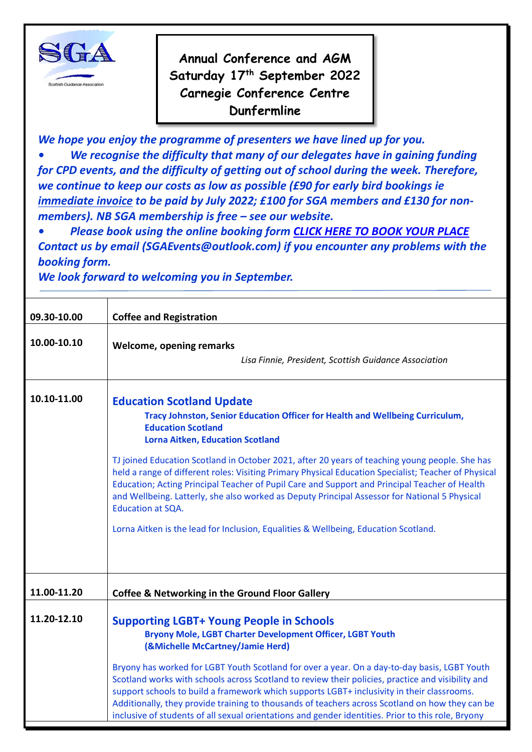SGA
Scottish Guidance Association

**Annual Conference and AGM**
**Saturday 17th September 2022**
**Carnegie Conference Centre**
**Dunfermline**

***We hope you enjoy the programme of presenters we have lined up for you.***

- ***We recognise the difficulty that many of our delegates have in gaining funding for CPD events, and the difficulty of getting out of school during the week. Therefore, we continue to keep our costs as low as possible (£90 for early bird bookings ie immediate invoice to be paid by July 2022; £100 for SGA members and £130 for non-members). NB SGA membership is free – see our website.***
- ***Please book using the online booking form CLICK HERE TO BOOK YOUR PLACE***

***Contact us by email (SGAEvents@outlook.com) if you encounter any problems with the booking form.***

***We look forward to welcoming you in September.***

| | |
|---|---|
| **09.30-10.00** | **Coffee and Registration** |
| **10.00-10.10** | **Welcome, opening remarks**<br>*Lisa Finnie, President, Scottish Guidance Association* |
| **10.10-11.00** | **Education Scotland Update**<br>**Tracy Johnston, Senior Education Officer for Health and Wellbeing Curriculum, Education Scotland**<br>**Lorna Aitken, Education Scotland**<br><br>TJ joined Education Scotland in October 2021, after 20 years of teaching young people. She has held a range of different roles: Visiting Primary Physical Education Specialist; Teacher of Physical Education; Acting Principal Teacher of Pupil Care and Support and Principal Teacher of Health and Wellbeing. Latterly, she also worked as Deputy Principal Assessor for National 5 Physical Education at SQA.<br><br>Lorna Aitken is the lead for Inclusion, Equalities & Wellbeing, Education Scotland. |
| **11.00-11.20** | **Coffee & Networking in the Ground Floor Gallery** |
| **11.20-12.10** | **Supporting LGBT+ Young People in Schools**<br>**Bryony Mole, LGBT Charter Development Officer, LGBT Youth (&Michelle McCartney/Jamie Herd)**<br><br>Bryony has worked for LGBT Youth Scotland for over a year. On a day-to-day basis, LGBT Youth Scotland works with schools across Scotland to review their policies, practice and visibility and support schools to build a framework which supports LGBT+ inclusivity in their classrooms. Additionally, they provide training to thousands of teachers across Scotland on how they can be inclusive of students of all sexual orientations and gender identities. Prior to this role, Bryony |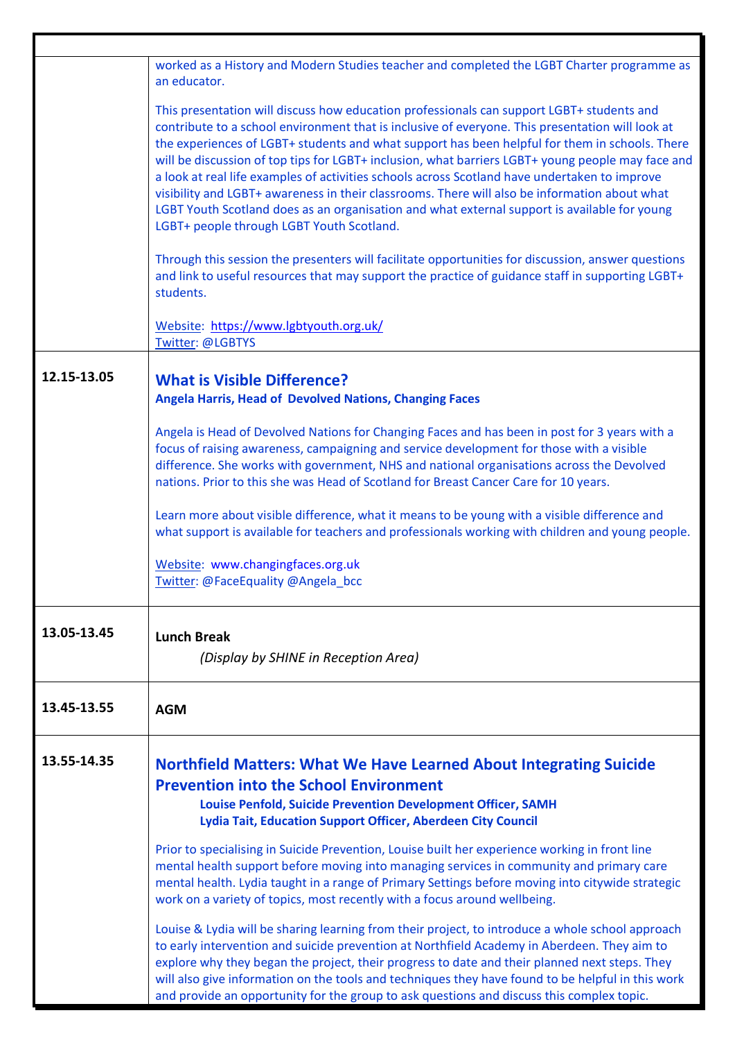| | |
|---|---|
| | worked as a History and Modern Studies teacher and completed the LGBT Charter programme as an educator.<br><br>This presentation will discuss how education professionals can support LGBT+ students and contribute to a school environment that is inclusive of everyone. This presentation will look at the experiences of LGBT+ students and what support has been helpful for them in schools. There will be discussion of top tips for LGBT+ inclusion, what barriers LGBT+ young people may face and a look at real life examples of activities schools across Scotland have undertaken to improve visibility and LGBT+ awareness in their classrooms. There will also be information about what LGBT Youth Scotland does as an organisation and what external support is available for young LGBT+ people through LGBT Youth Scotland.<br><br>Through this session the presenters will facilitate opportunities for discussion, answer questions and link to useful resources that may support the practice of guidance staff in supporting LGBT+ students.<br><br>Website: https://www.lgbtyouth.org.uk/<br>Twitter: @LGBTYS |
| **12.15-13.05** | **What is Visible Difference?**<br>**Angela Harris, Head of Devolved Nations, Changing Faces**<br><br>Angela is Head of Devolved Nations for Changing Faces and has been in post for 3 years with a focus of raising awareness, campaigning and service development for those with a visible difference. She works with government, NHS and national organisations across the Devolved nations. Prior to this she was Head of Scotland for Breast Cancer Care for 10 years.<br><br>Learn more about visible difference, what it means to be young with a visible difference and what support is available for teachers and professionals working with children and young people.<br><br>Website: www.changingfaces.org.uk<br>Twitter: @FaceEquality @Angela_bcc |
| **13.05-13.45** | **Lunch Break**<br>*(Display by SHINE in Reception Area)* |
| **13.45-13.55** | **AGM** |
| **13.55-14.35** | **Northfield Matters: What We Have Learned About Integrating Suicide Prevention into the School Environment**<br>**Louise Penfold, Suicide Prevention Development Officer, SAMH**<br>**Lydia Tait, Education Support Officer, Aberdeen City Council**<br><br>Prior to specialising in Suicide Prevention, Louise built her experience working in front line mental health support before moving into managing services in community and primary care mental health. Lydia taught in a range of Primary Settings before moving into citywide strategic work on a variety of topics, most recently with a focus around wellbeing.<br><br>Louise & Lydia will be sharing learning from their project, to introduce a whole school approach to early intervention and suicide prevention at Northfield Academy in Aberdeen. They aim to explore why they began the project, their progress to date and their planned next steps. They will also give information on the tools and techniques they have found to be helpful in this work and provide an opportunity for the group to ask questions and discuss this complex topic. |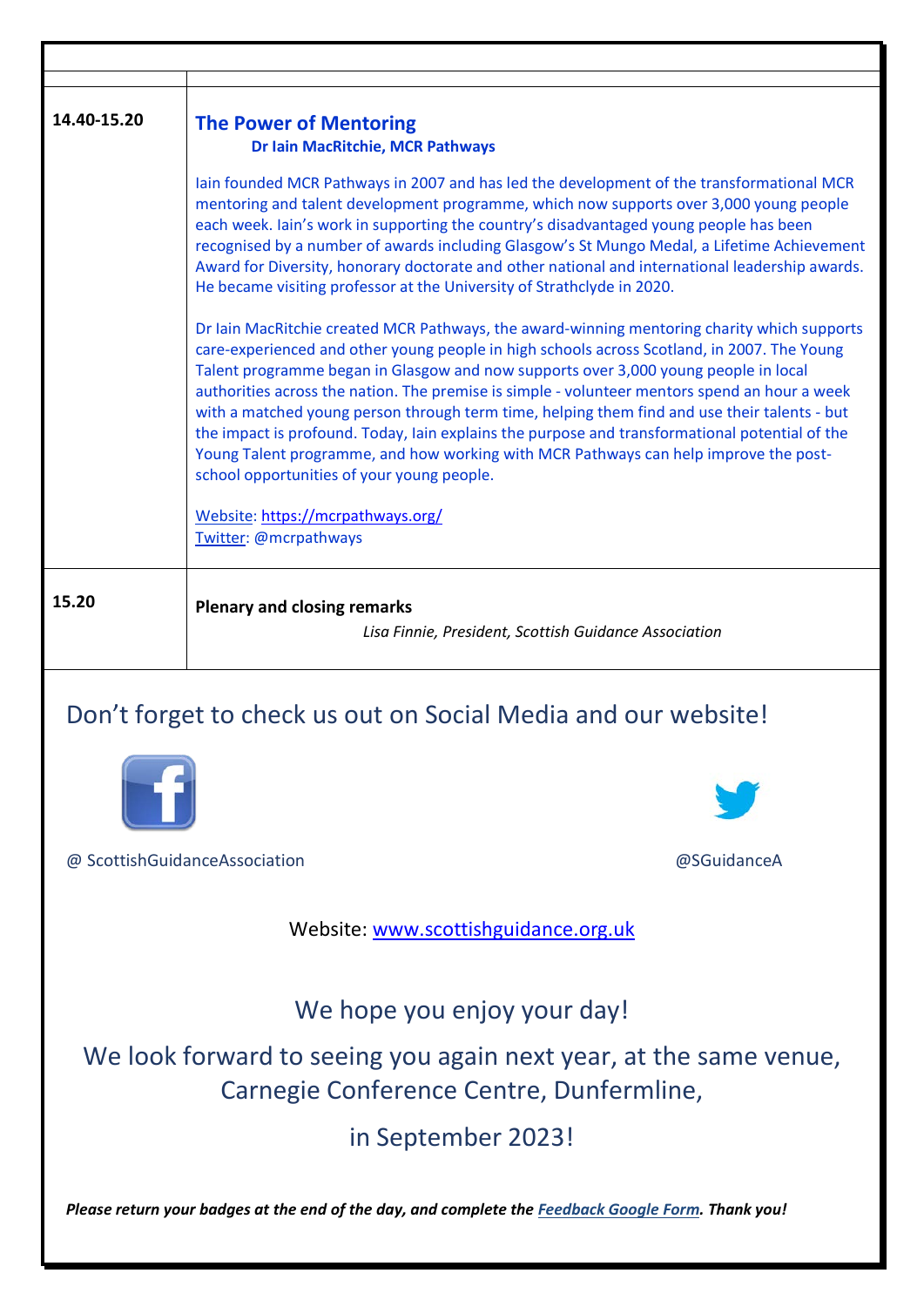| | |
|---|---|
| **14.40-15.20** | **The Power of Mentoring**<br>**Dr Iain MacRitchie, MCR Pathways**<br><br>Iain founded MCR Pathways in 2007 and has led the development of the transformational MCR mentoring and talent development programme, which now supports over 3,000 young people each week. Iain's work in supporting the country's disadvantaged young people has been recognised by a number of awards including Glasgow's St Mungo Medal, a Lifetime Achievement Award for Diversity, honorary doctorate and other national and international leadership awards. He became visiting professor at the University of Strathclyde in 2020.<br><br>Dr Iain MacRitchie created MCR Pathways, the award-winning mentoring charity which supports care-experienced and other young people in high schools across Scotland, in 2007. The Young Talent programme began in Glasgow and now supports over 3,000 young people in local authorities across the nation. The premise is simple - volunteer mentors spend an hour a week with a matched young person through term time, helping them find and use their talents - but the impact is profound. Today, Iain explains the purpose and transformational potential of the Young Talent programme, and how working with MCR Pathways can help improve the post-school opportunities of your young people.<br><br>Website: https://mcrpathways.org/<br>Twitter: @mcrpathways |
| **15.20** | **Plenary and closing remarks**<br>*Lisa Finnie, President, Scottish Guidance Association* |

Don't forget to check us out on Social Media and our website!

@ ScottishGuidanceAssociation

@SGuidanceA

Website: www.scottishguidance.org.uk

We hope you enjoy your day!

We look forward to seeing you again next year, at the same venue, Carnegie Conference Centre, Dunfermline,

in September 2023!

***Please return your badges at the end of the day, and complete the Feedback Google Form. Thank you!***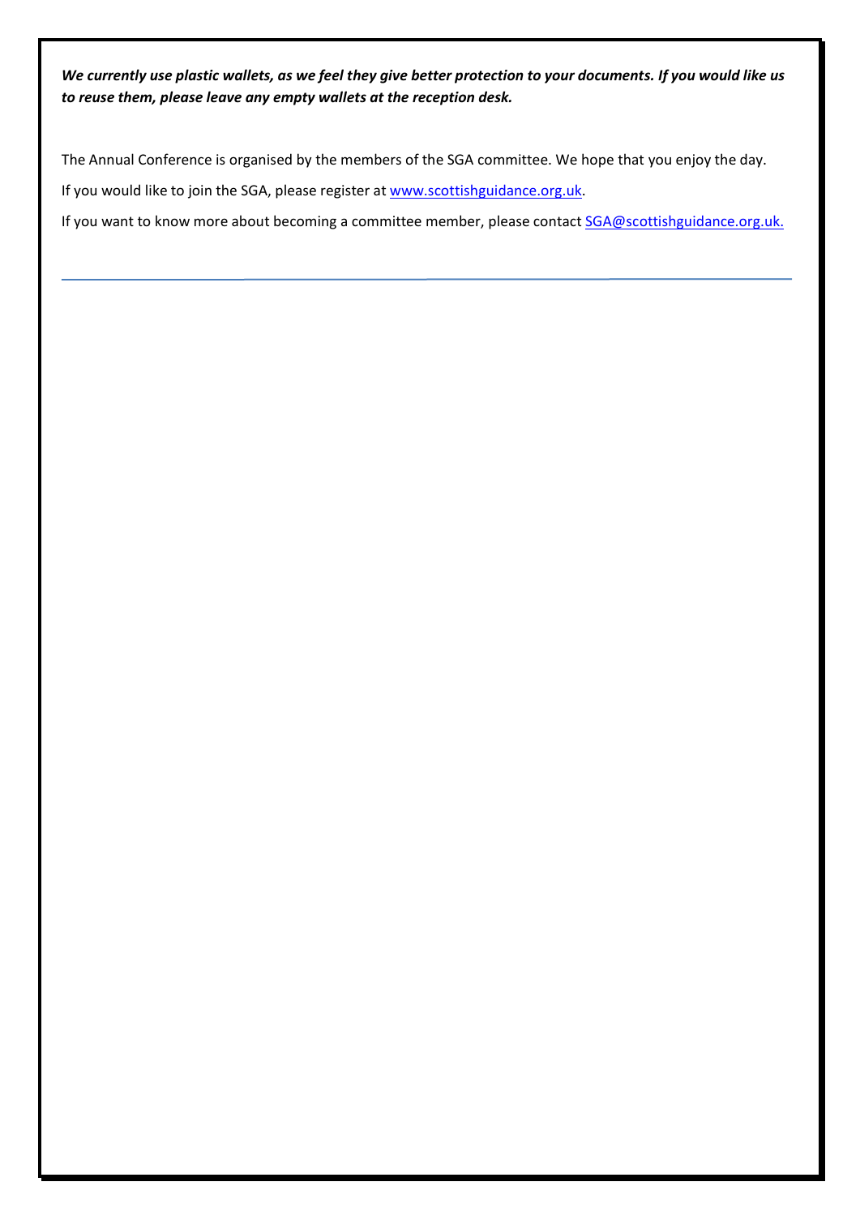***We currently use plastic wallets, as we feel they give better protection to your documents. If you would like us to reuse them, please leave any empty wallets at the reception desk.***

The Annual Conference is organised by the members of the SGA committee. We hope that you enjoy the day.

If you would like to join the SGA, please register at [www.scottishguidance.org.uk](http://www.scottishguidance.org.uk).

If you want to know more about becoming a committee member, please contact [SGA@scottishguidance.org.uk.](mailto:SGA@scottishguidance.org.uk)

---